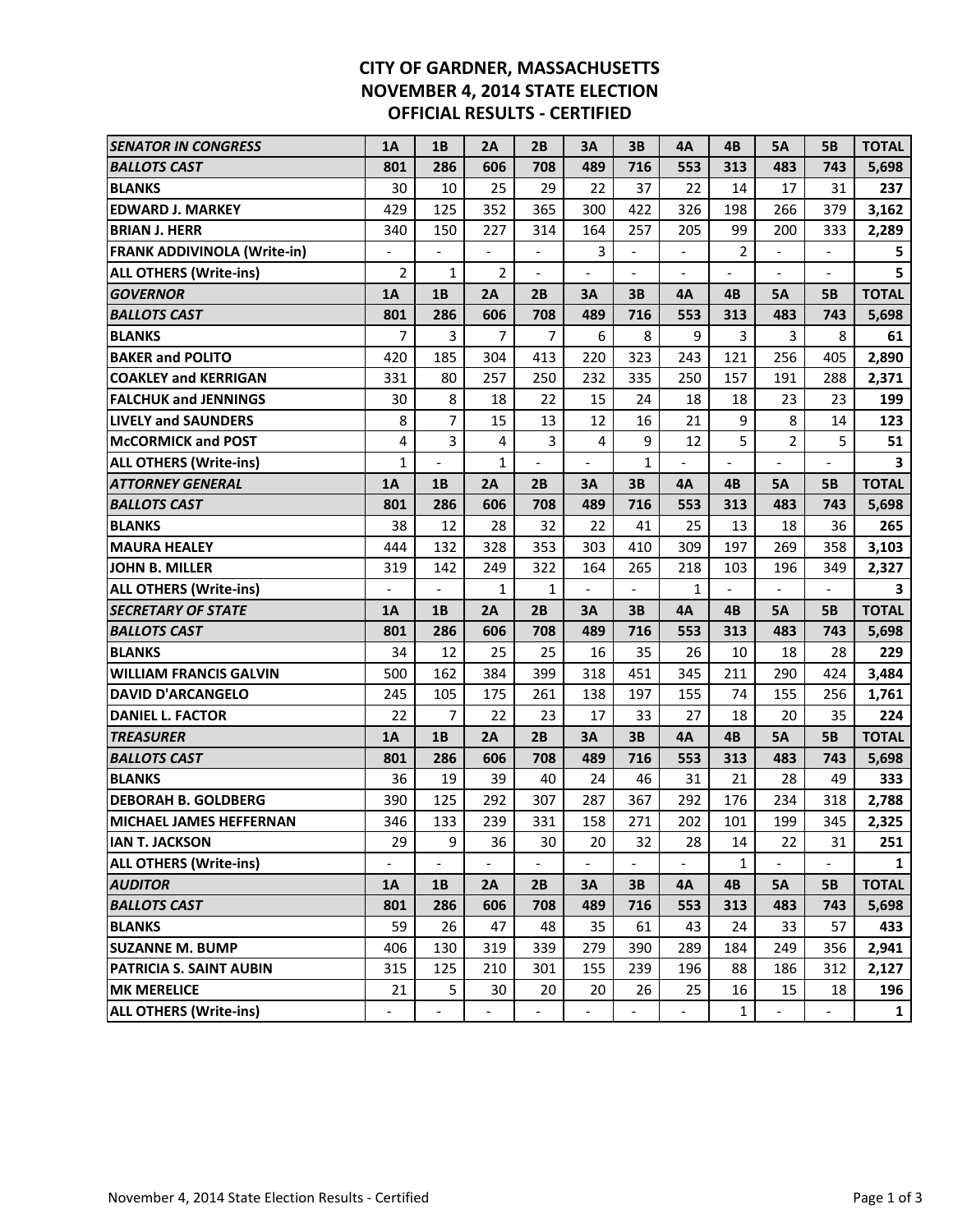# CITY OF GARDNER, MASSACHUSETTS
# NOVEMBER 4, 2014 STATE ELECTION
# OFFICIAL RESULTS - CERTIFIED

| ***SENATOR IN CONGRESS*** | **1A** | **1B** | **2A** | **2B** | **3A** | **3B** | **4A** | **4B** | **5A** | **5B** | **TOTAL** |
|---|---|---|---|---|---|---|---|---|---|---|---|
| ***BALLOTS CAST*** | **801** | **286** | **606** | **708** | **489** | **716** | **553** | **313** | **483** | **743** | **5,698** |
| **BLANKS** | 30 | 10 | 25 | 29 | 22 | 37 | 22 | 14 | 17 | 31 | **237** |
| **EDWARD J. MARKEY** | 429 | 125 | 352 | 365 | 300 | 422 | 326 | 198 | 266 | 379 | **3,162** |
| **BRIAN J. HERR** | 340 | 150 | 227 | 314 | 164 | 257 | 205 | 99 | 200 | 333 | **2,289** |
| **FRANK ADDIVINOLA (Write-in)** | - | - | - | - | 3 | - | - | 2 | - | - | **5** |
| **ALL OTHERS (Write-ins)** | 2 | 1 | 2 | - | - | - | - | - | - | - | **5** |
| ***GOVERNOR*** | **1A** | **1B** | **2A** | **2B** | **3A** | **3B** | **4A** | **4B** | **5A** | **5B** | **TOTAL** |
| ***BALLOTS CAST*** | **801** | **286** | **606** | **708** | **489** | **716** | **553** | **313** | **483** | **743** | **5,698** |
| **BLANKS** | 7 | 3 | 7 | 7 | 6 | 8 | 9 | 3 | 3 | 8 | **61** |
| **BAKER and POLITO** | 420 | 185 | 304 | 413 | 220 | 323 | 243 | 121 | 256 | 405 | **2,890** |
| **COAKLEY and KERRIGAN** | 331 | 80 | 257 | 250 | 232 | 335 | 250 | 157 | 191 | 288 | **2,371** |
| **FALCHUK and JENNINGS** | 30 | 8 | 18 | 22 | 15 | 24 | 18 | 18 | 23 | 23 | **199** |
| **LIVELY and SAUNDERS** | 8 | 7 | 15 | 13 | 12 | 16 | 21 | 9 | 8 | 14 | **123** |
| **McCORMICK and POST** | 4 | 3 | 4 | 3 | 4 | 9 | 12 | 5 | 2 | 5 | **51** |
| **ALL OTHERS (Write-ins)** | 1 | - | 1 | - | - | 1 | - | - | - | - | **3** |
| ***ATTORNEY GENERAL*** | **1A** | **1B** | **2A** | **2B** | **3A** | **3B** | **4A** | **4B** | **5A** | **5B** | **TOTAL** |
| ***BALLOTS CAST*** | **801** | **286** | **606** | **708** | **489** | **716** | **553** | **313** | **483** | **743** | **5,698** |
| **BLANKS** | 38 | 12 | 28 | 32 | 22 | 41 | 25 | 13 | 18 | 36 | **265** |
| **MAURA HEALEY** | 444 | 132 | 328 | 353 | 303 | 410 | 309 | 197 | 269 | 358 | **3,103** |
| **JOHN B. MILLER** | 319 | 142 | 249 | 322 | 164 | 265 | 218 | 103 | 196 | 349 | **2,327** |
| **ALL OTHERS (Write-ins)** | - | - | 1 | 1 | - | - | 1 | - | - | - | **3** |
| ***SECRETARY OF STATE*** | **1A** | **1B** | **2A** | **2B** | **3A** | **3B** | **4A** | **4B** | **5A** | **5B** | **TOTAL** |
| ***BALLOTS CAST*** | **801** | **286** | **606** | **708** | **489** | **716** | **553** | **313** | **483** | **743** | **5,698** |
| **BLANKS** | 34 | 12 | 25 | 25 | 16 | 35 | 26 | 10 | 18 | 28 | **229** |
| **WILLIAM FRANCIS GALVIN** | 500 | 162 | 384 | 399 | 318 | 451 | 345 | 211 | 290 | 424 | **3,484** |
| **DAVID D'ARCANGELO** | 245 | 105 | 175 | 261 | 138 | 197 | 155 | 74 | 155 | 256 | **1,761** |
| **DANIEL L. FACTOR** | 22 | 7 | 22 | 23 | 17 | 33 | 27 | 18 | 20 | 35 | **224** |
| ***TREASURER*** | **1A** | **1B** | **2A** | **2B** | **3A** | **3B** | **4A** | **4B** | **5A** | **5B** | **TOTAL** |
| ***BALLOTS CAST*** | **801** | **286** | **606** | **708** | **489** | **716** | **553** | **313** | **483** | **743** | **5,698** |
| **BLANKS** | 36 | 19 | 39 | 40 | 24 | 46 | 31 | 21 | 28 | 49 | **333** |
| **DEBORAH B. GOLDBERG** | 390 | 125 | 292 | 307 | 287 | 367 | 292 | 176 | 234 | 318 | **2,788** |
| **MICHAEL JAMES HEFFERNAN** | 346 | 133 | 239 | 331 | 158 | 271 | 202 | 101 | 199 | 345 | **2,325** |
| **IAN T. JACKSON** | 29 | 9 | 36 | 30 | 20 | 32 | 28 | 14 | 22 | 31 | **251** |
| **ALL OTHERS (Write-ins)** | - | - | - | - | - | - | - | 1 | - | - | **1** |
| ***AUDITOR*** | **1A** | **1B** | **2A** | **2B** | **3A** | **3B** | **4A** | **4B** | **5A** | **5B** | **TOTAL** |
| ***BALLOTS CAST*** | **801** | **286** | **606** | **708** | **489** | **716** | **553** | **313** | **483** | **743** | **5,698** |
| **BLANKS** | 59 | 26 | 47 | 48 | 35 | 61 | 43 | 24 | 33 | 57 | **433** |
| **SUZANNE M. BUMP** | 406 | 130 | 319 | 339 | 279 | 390 | 289 | 184 | 249 | 356 | **2,941** |
| **PATRICIA S. SAINT AUBIN** | 315 | 125 | 210 | 301 | 155 | 239 | 196 | 88 | 186 | 312 | **2,127** |
| **MK MERELICE** | 21 | 5 | 30 | 20 | 20 | 26 | 25 | 16 | 15 | 18 | **196** |
| **ALL OTHERS (Write-ins)** | - | - | - | - | - | - | - | 1 | - | - | **1** |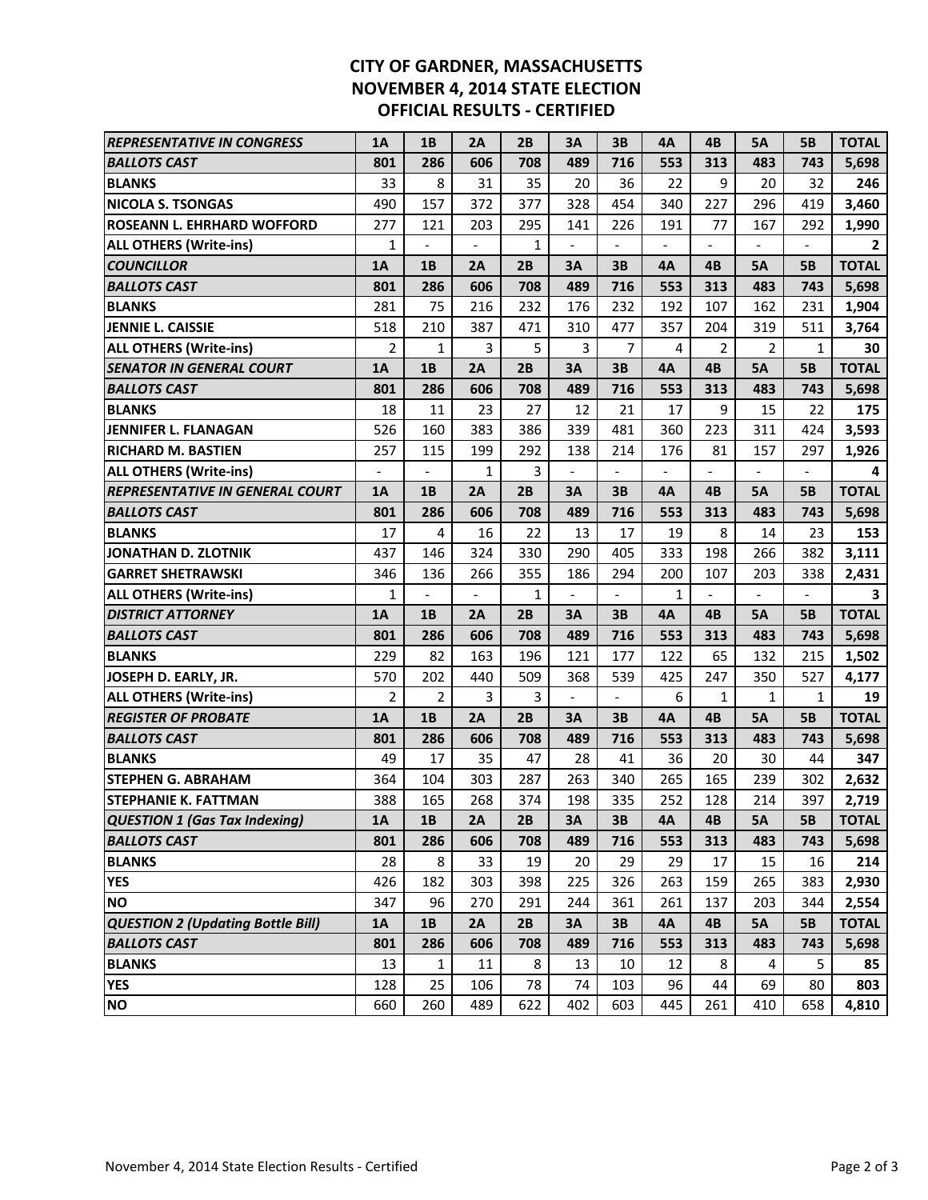# CITY OF GARDNER, MASSACHUSETTS
## NOVEMBER 4, 2014 STATE ELECTION
### OFFICIAL RESULTS - CERTIFIED

| *REPRESENTATIVE IN CONGRESS* | 1A | 1B | 2A | 2B | 3A | 3B | 4A | 4B | 5A | 5B | TOTAL |
|---|---|---|---|---|---|---|---|---|---|---|---|
| ***BALLOTS CAST*** | **801** | **286** | **606** | **708** | **489** | **716** | **553** | **313** | **483** | **743** | **5,698** |
| **BLANKS** | 33 | 8 | 31 | 35 | 20 | 36 | 22 | 9 | 20 | 32 | **246** |
| **NICOLA S. TSONGAS** | 490 | 157 | 372 | 377 | 328 | 454 | 340 | 227 | 296 | 419 | **3,460** |
| **ROSEANN L. EHRHARD WOFFORD** | 277 | 121 | 203 | 295 | 141 | 226 | 191 | 77 | 167 | 292 | **1,990** |
| **ALL OTHERS (Write-ins)** | 1 | - | - | 1 | - | - | - | - | - | - | **2** |
| ***COUNCILLOR*** | **1A** | **1B** | **2A** | **2B** | **3A** | **3B** | **4A** | **4B** | **5A** | **5B** | **TOTAL** |
| ***BALLOTS CAST*** | **801** | **286** | **606** | **708** | **489** | **716** | **553** | **313** | **483** | **743** | **5,698** |
| **BLANKS** | 281 | 75 | 216 | 232 | 176 | 232 | 192 | 107 | 162 | 231 | **1,904** |
| **JENNIE L. CAISSIE** | 518 | 210 | 387 | 471 | 310 | 477 | 357 | 204 | 319 | 511 | **3,764** |
| **ALL OTHERS (Write-ins)** | 2 | 1 | 3 | 5 | 3 | 7 | 4 | 2 | 2 | 1 | **30** |
| ***SENATOR IN GENERAL COURT*** | **1A** | **1B** | **2A** | **2B** | **3A** | **3B** | **4A** | **4B** | **5A** | **5B** | **TOTAL** |
| ***BALLOTS CAST*** | **801** | **286** | **606** | **708** | **489** | **716** | **553** | **313** | **483** | **743** | **5,698** |
| **BLANKS** | 18 | 11 | 23 | 27 | 12 | 21 | 17 | 9 | 15 | 22 | **175** |
| **JENNIFER L. FLANAGAN** | 526 | 160 | 383 | 386 | 339 | 481 | 360 | 223 | 311 | 424 | **3,593** |
| **RICHARD M. BASTIEN** | 257 | 115 | 199 | 292 | 138 | 214 | 176 | 81 | 157 | 297 | **1,926** |
| **ALL OTHERS (Write-ins)** | - | - | 1 | 3 | - | - | - | - | - | - | **4** |
| ***REPRESENTATIVE IN GENERAL COURT*** | **1A** | **1B** | **2A** | **2B** | **3A** | **3B** | **4A** | **4B** | **5A** | **5B** | **TOTAL** |
| ***BALLOTS CAST*** | **801** | **286** | **606** | **708** | **489** | **716** | **553** | **313** | **483** | **743** | **5,698** |
| **BLANKS** | 17 | 4 | 16 | 22 | 13 | 17 | 19 | 8 | 14 | 23 | **153** |
| **JONATHAN D. ZLOTNIK** | 437 | 146 | 324 | 330 | 290 | 405 | 333 | 198 | 266 | 382 | **3,111** |
| **GARRET SHETRAWSKI** | 346 | 136 | 266 | 355 | 186 | 294 | 200 | 107 | 203 | 338 | **2,431** |
| **ALL OTHERS (Write-ins)** | 1 | - | - | 1 | - | - | 1 | - | - | - | **3** |
| ***DISTRICT ATTORNEY*** | **1A** | **1B** | **2A** | **2B** | **3A** | **3B** | **4A** | **4B** | **5A** | **5B** | **TOTAL** |
| ***BALLOTS CAST*** | **801** | **286** | **606** | **708** | **489** | **716** | **553** | **313** | **483** | **743** | **5,698** |
| **BLANKS** | 229 | 82 | 163 | 196 | 121 | 177 | 122 | 65 | 132 | 215 | **1,502** |
| **JOSEPH D. EARLY, JR.** | 570 | 202 | 440 | 509 | 368 | 539 | 425 | 247 | 350 | 527 | **4,177** |
| **ALL OTHERS (Write-ins)** | 2 | 2 | 3 | 3 | - | - | 6 | 1 | 1 | 1 | **19** |
| ***REGISTER OF PROBATE*** | **1A** | **1B** | **2A** | **2B** | **3A** | **3B** | **4A** | **4B** | **5A** | **5B** | **TOTAL** |
| ***BALLOTS CAST*** | **801** | **286** | **606** | **708** | **489** | **716** | **553** | **313** | **483** | **743** | **5,698** |
| **BLANKS** | 49 | 17 | 35 | 47 | 28 | 41 | 36 | 20 | 30 | 44 | **347** |
| **STEPHEN G. ABRAHAM** | 364 | 104 | 303 | 287 | 263 | 340 | 265 | 165 | 239 | 302 | **2,632** |
| **STEPHANIE K. FATTMAN** | 388 | 165 | 268 | 374 | 198 | 335 | 252 | 128 | 214 | 397 | **2,719** |
| ***QUESTION 1 (Gas Tax Indexing)*** | **1A** | **1B** | **2A** | **2B** | **3A** | **3B** | **4A** | **4B** | **5A** | **5B** | **TOTAL** |
| ***BALLOTS CAST*** | **801** | **286** | **606** | **708** | **489** | **716** | **553** | **313** | **483** | **743** | **5,698** |
| **BLANKS** | 28 | 8 | 33 | 19 | 20 | 29 | 29 | 17 | 15 | 16 | **214** |
| **YES** | 426 | 182 | 303 | 398 | 225 | 326 | 263 | 159 | 265 | 383 | **2,930** |
| **NO** | 347 | 96 | 270 | 291 | 244 | 361 | 261 | 137 | 203 | 344 | **2,554** |
| ***QUESTION 2 (Updating Bottle Bill)*** | **1A** | **1B** | **2A** | **2B** | **3A** | **3B** | **4A** | **4B** | **5A** | **5B** | **TOTAL** |
| ***BALLOTS CAST*** | **801** | **286** | **606** | **708** | **489** | **716** | **553** | **313** | **483** | **743** | **5,698** |
| **BLANKS** | 13 | 1 | 11 | 8 | 13 | 10 | 12 | 8 | 4 | 5 | **85** |
| **YES** | 128 | 25 | 106 | 78 | 74 | 103 | 96 | 44 | 69 | 80 | **803** |
| **NO** | 660 | 260 | 489 | 622 | 402 | 603 | 445 | 261 | 410 | 658 | **4,810** |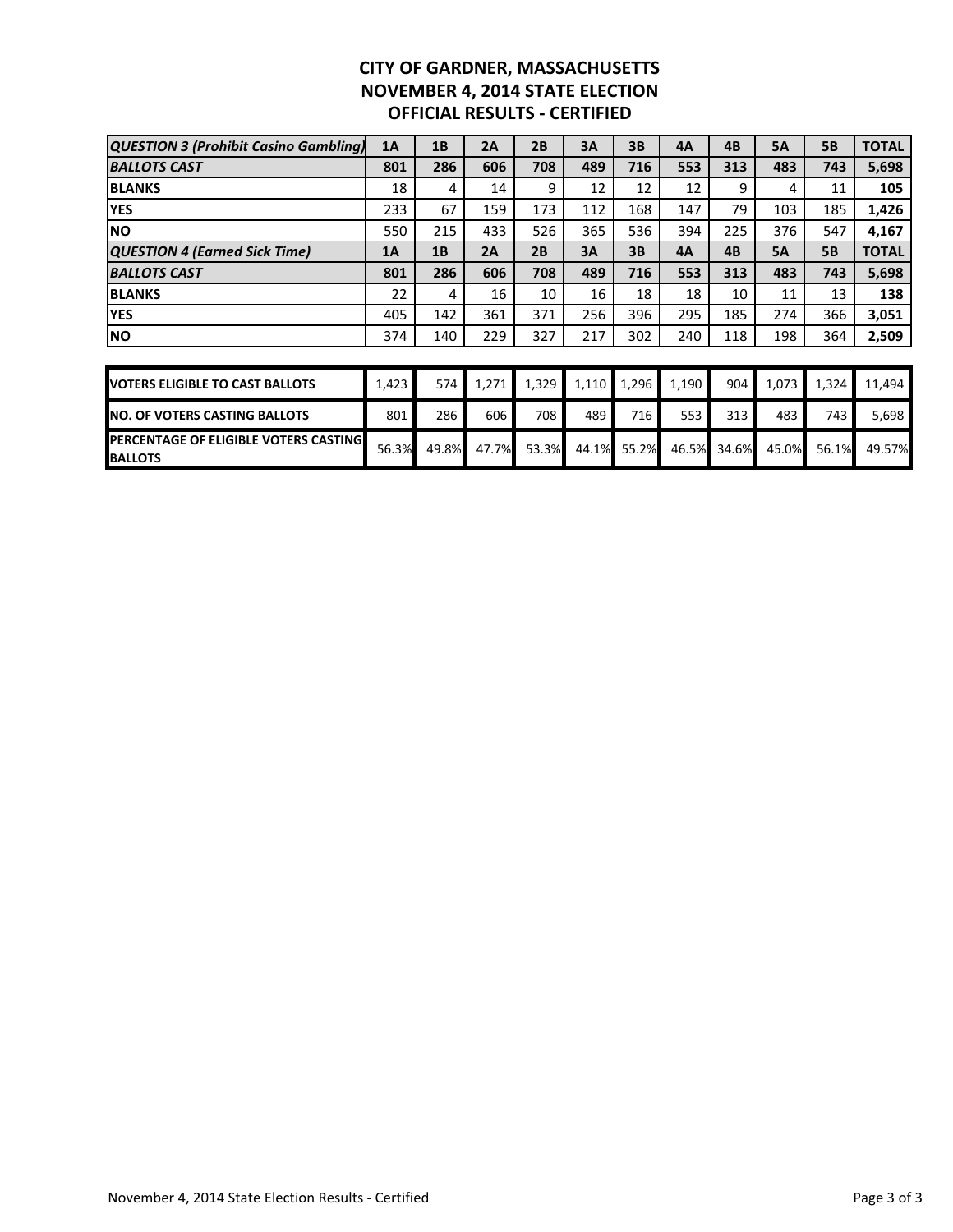# CITY OF GARDNER, MASSACHUSETTS
# NOVEMBER 4, 2014 STATE ELECTION
# OFFICIAL RESULTS - CERTIFIED

| ***QUESTION 3 (Prohibit Casino Gambling)*** | **1A** | **1B** | **2A** | **2B** | **3A** | **3B** | **4A** | **4B** | **5A** | **5B** | **TOTAL** |
|---|---|---|---|---|---|---|---|---|---|---|---|
| ***BALLOTS CAST*** | **801** | **286** | **606** | **708** | **489** | **716** | **553** | **313** | **483** | **743** | **5,698** |
| **BLANKS** | 18 | 4 | 14 | 9 | 12 | 12 | 12 | 9 | 4 | 11 | **105** |
| **YES** | 233 | 67 | 159 | 173 | 112 | 168 | 147 | 79 | 103 | 185 | **1,426** |
| **NO** | 550 | 215 | 433 | 526 | 365 | 536 | 394 | 225 | 376 | 547 | **4,167** |
| ***QUESTION 4 (Earned Sick Time)*** | **1A** | **1B** | **2A** | **2B** | **3A** | **3B** | **4A** | **4B** | **5A** | **5B** | **TOTAL** |
| ***BALLOTS CAST*** | **801** | **286** | **606** | **708** | **489** | **716** | **553** | **313** | **483** | **743** | **5,698** |
| **BLANKS** | 22 | 4 | 16 | 10 | 16 | 18 | 18 | 10 | 11 | 13 | **138** |
| **YES** | 405 | 142 | 361 | 371 | 256 | 396 | 295 | 185 | 274 | 366 | **3,051** |
| **NO** | 374 | 140 | 229 | 327 | 217 | 302 | 240 | 118 | 198 | 364 | **2,509** |

| | | | | | | | | | | | |
|---|---|---|---|---|---|---|---|---|---|---|---|
| **VOTERS ELIGIBLE TO CAST BALLOTS** | 1,423 | 574 | 1,271 | 1,329 | 1,110 | 1,296 | 1,190 | 904 | 1,073 | 1,324 | 11,494 |
| **NO. OF VOTERS CASTING BALLOTS** | 801 | 286 | 606 | 708 | 489 | 716 | 553 | 313 | 483 | 743 | 5,698 |
| **PERCENTAGE OF ELIGIBLE VOTERS CASTING BALLOTS** | 56.3% | 49.8% | 47.7% | 53.3% | 44.1% | 55.2% | 46.5% | 34.6% | 45.0% | 56.1% | 49.57% |